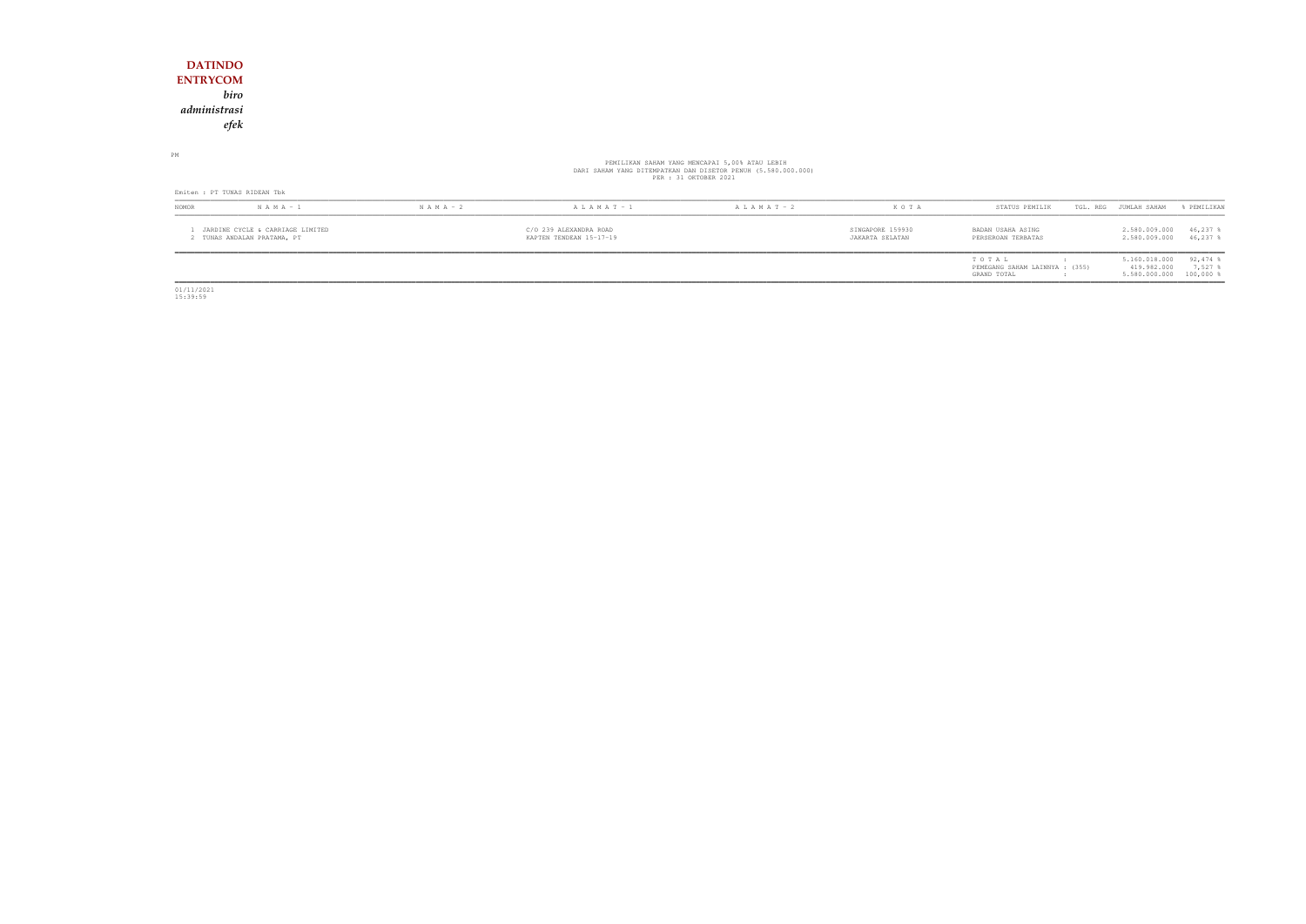**DATINDO**
**ENTRYCOM**
*biro*
*administrasi*
*efek*

PM

PEMILIKAN SAHAM YANG MENCAPAI 5,00% ATAU LEBIH
DARI SAHAM YANG DITEMPATKAN DAN DISETOR PENUH (5.580.000.000)
PER : 31 OKTOBER 2021

Emiten : PT TUNAS RIDEAN Tbk

| NOMOR | N A M A - 1 | N A M A - 2 | A L A M A T - 1 | A L A M A T - 2 | K O T A | STATUS PEMILIK | TGL. REG | JUMLAH SAHAM | % PEMILIKAN |
|---|---|---|---|---|---|---|---|---|---|
| 1 | JARDINE CYCLE & CARRIAGE LIMITED | | C/O 239 ALEXANDRA ROAD | | SINGAPORE 159930 | BADAN USAHA ASING | | 2.580.009.000 | 46,237 % |
| 2 | TUNAS ANDALAN PRATAMA, PT | | KAPTEN TENDEAN 15-17-19 | | JAKARTA SELATAN | PERSEROAN TERBATAS | | 2.580.009.000 | 46,237 % |
| | | | | | | T O T A L : | | 5.160.018.000 | 92,474 % |
| | | | | | | PEMEGANG SAHAM LAINNYA : (355) | | 419.982.000 | 7,527 % |
| | | | | | | GRAND TOTAL : | | 5.580.000.000 | 100,000 % |

01/11/2021
15:39:59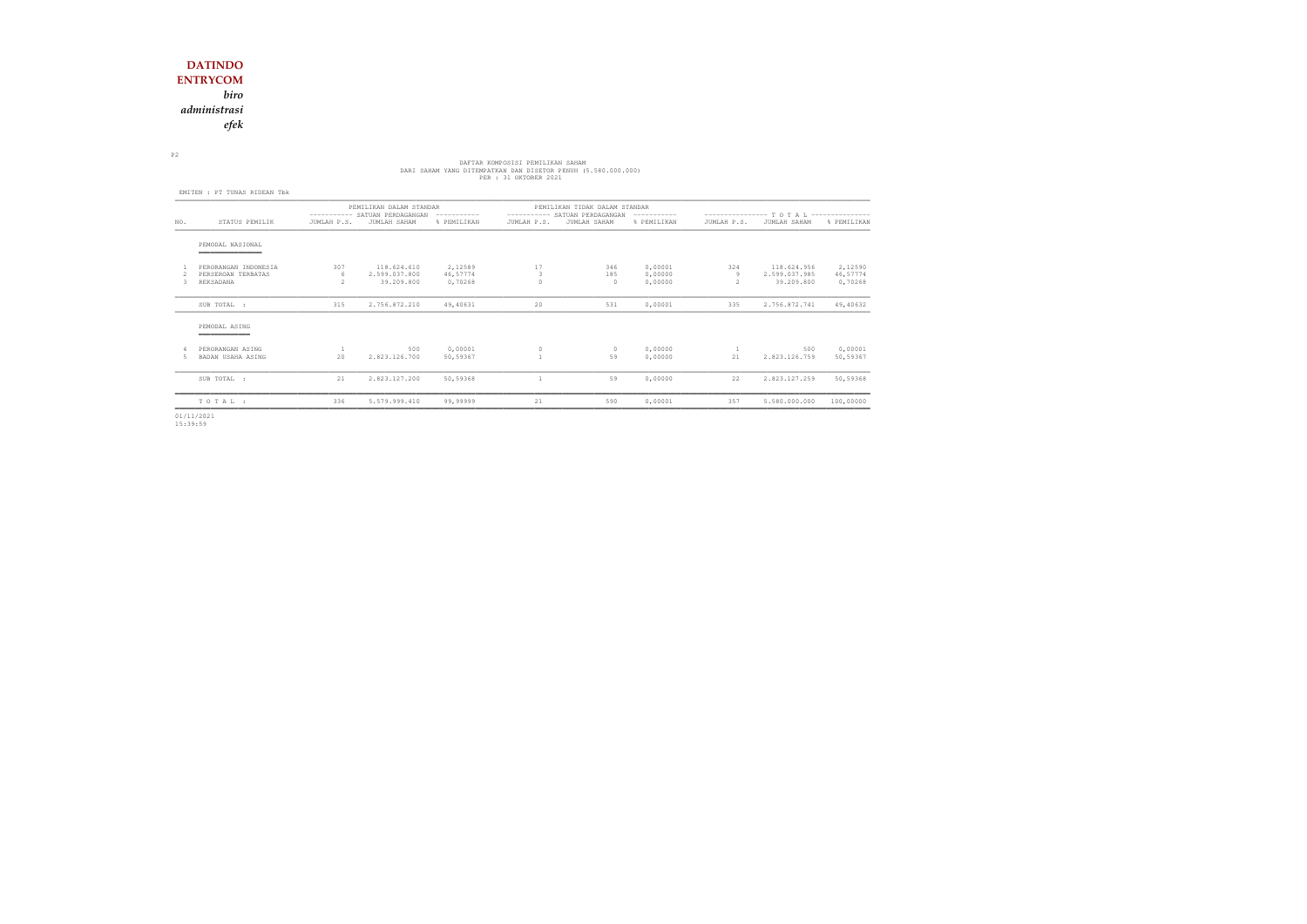**DATINDO**
**ENTRYCOM**
*biro*
*administrasi*
*efek*

P2

DAFTAR KOMPOSISI PEMILIKAN SAHAM
DARI SAHAM YANG DITEMPATKAN DAN DISETOR PENUH (5.580.000.000)
PER : 31 OKTOBER 2021

EMITEN : PT TUNAS RIDEAN Tbk

| NO. | STATUS PEMILIK | PEMILIKAN DALAM STANDAR SATUAN PERDAGANGAN | | | PEMILIKAN TIDAK DALAM STANDAR SATUAN PERDAGANGAN | | | T O T A L | | |
|---|---|---|---|---|---|---|---|---|---|---|
| | | JUMLAH P.S. | JUMLAH SAHAM | % PEMILIKAN | JUMLAH P.S. | JUMLAH SAHAM | % PEMILIKAN | JUMLAH P.S. | JUMLAH SAHAM | % PEMILIKAN |
| | PEMODAL NASIONAL | | | | | | | | | |
| 1 | PERORANGAN INDONESIA | 307 | 118.624.610 | 2,12589 | 17 | 346 | 0,00001 | 324 | 118.624.956 | 2,12590 |
| 2 | PERSEROAN TERBATAS | 6 | 2.599.037.800 | 46,57774 | 3 | 185 | 0,00000 | 9 | 2.599.037.985 | 46,57774 |
| 3 | REKSADANA | 2 | 39.209.800 | 0,70268 | 0 | 0 | 0,00000 | 2 | 39.209.800 | 0,70268 |
| | SUB TOTAL : | 315 | 2.756.872.210 | 49,40631 | 20 | 531 | 0,00001 | 335 | 2.756.872.741 | 49,40632 |
| | PEMODAL ASING | | | | | | | | | |
| 4 | PERORANGAN ASING | 1 | 500 | 0,00001 | 0 | 0 | 0,00000 | 1 | 500 | 0,00001 |
| 5 | BADAN USAHA ASING | 20 | 2.823.126.700 | 50,59367 | 1 | 59 | 0,00000 | 21 | 2.823.126.759 | 50,59367 |
| | SUB TOTAL : | 21 | 2.823.127.200 | 50,59368 | 1 | 59 | 0,00000 | 22 | 2.823.127.259 | 50,59368 |
| | T O T A L : | 336 | 5.579.999.410 | 99,99999 | 21 | 590 | 0,00001 | 357 | 5.580.000.000 | 100,00000 |

01/11/2021
15:39:59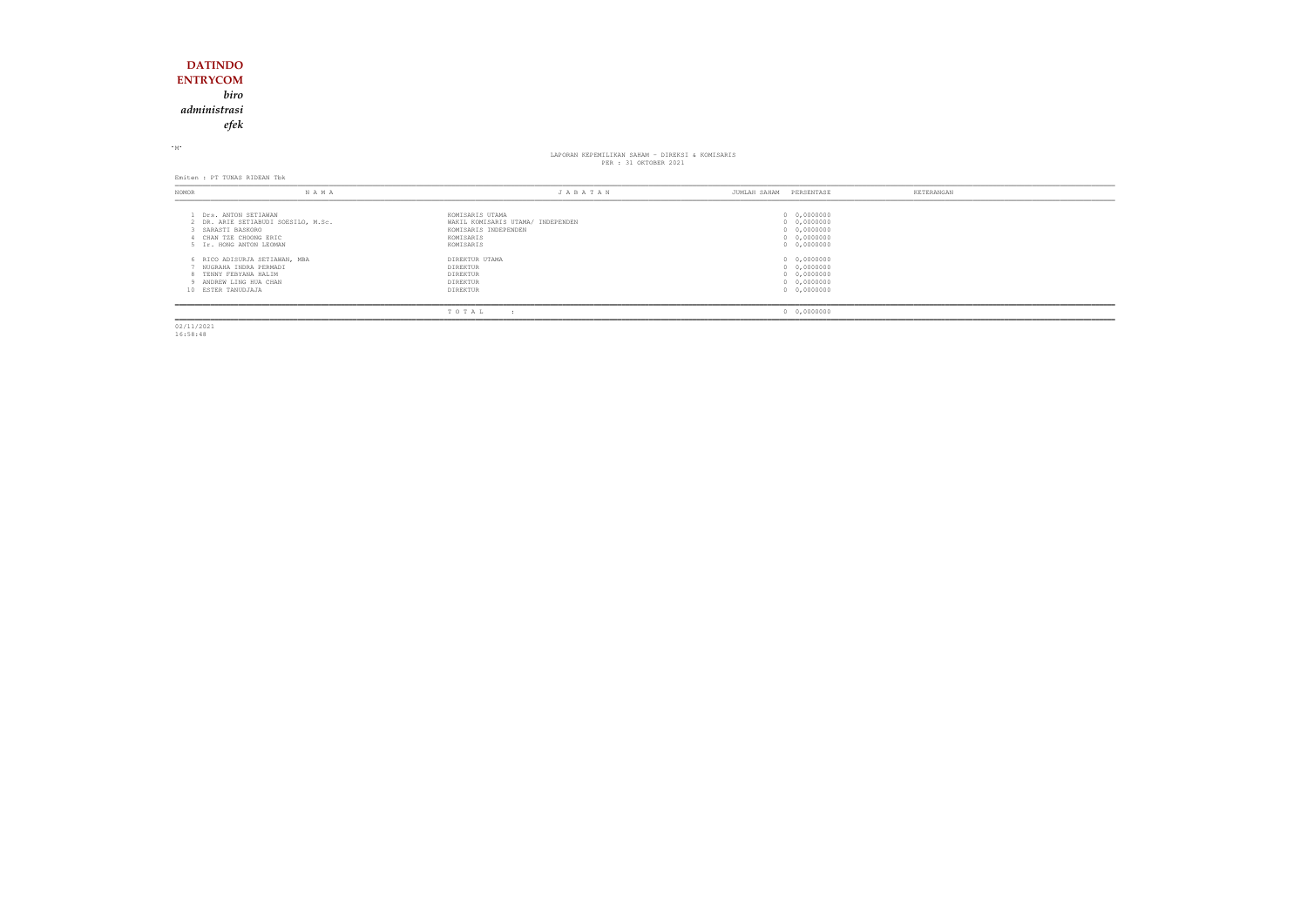**DATINDO**
**ENTRYCOM**
*biro*
*administrasi*
*efek*

"M"

LAPORAN KEPEMILIKAN SAHAM - DIREKSI & KOMISARIS
PER : 31 OKTOBER 2021

Emiten : PT TUNAS RIDEAN Tbk

| NOMOR | N A M A | J A B A T A N | JUMLAH SAHAM | PERSENTASE | KETERANGAN |
|---|---|---|---|---|---|
| 1 | Drs. ANTON SETIAWAN | KOMISARIS UTAMA | 0 | 0,0000000 | |
| 2 | DR. ARIE SETIABUDI SOESILO, M.Sc. | WAKIL KOMISARIS UTAMA/ INDEPENDEN | 0 | 0,0000000 | |
| 3 | SARASTI BASKORO | KOMISARIS INDEPENDEN | 0 | 0,0000000 | |
| 4 | CHAN TZE CHOONG ERIC | KOMISARIS | 0 | 0,0000000 | |
| 5 | Ir. HONG ANTON LEOMAN | KOMISARIS | 0 | 0,0000000 | |
| 6 | RICO ADISURJA SETIAWAN, MBA | DIREKTUR UTAMA | 0 | 0,0000000 | |
| 7 | NUGRAHA INDRA PERMADI | DIREKTUR | 0 | 0,0000000 | |
| 8 | TENNY FEBYANA HALIM | DIREKTUR | 0 | 0,0000000 | |
| 9 | ANDREW LING HUA CHAN | DIREKTUR | 0 | 0,0000000 | |
| 10 | ESTER TANUDJAJA | DIREKTUR | 0 | 0,0000000 | |
| | | T O T A L : | 0 | 0,0000000 | |

02/11/2021
16:58:48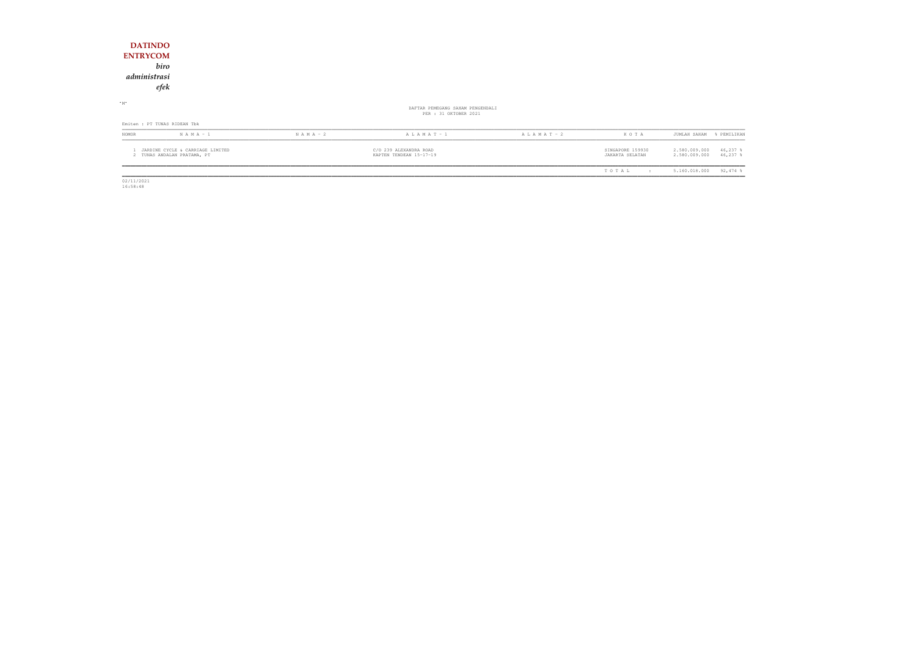**DATINDO**
**ENTRYCOM**
*biro*
*administrasi*
*efek*

"M"

DAFTAR PEMEGANG SAHAM PENGENDALI
PER : 31 OKTOBER 2021

Emiten : PT TUNAS RIDEAN Tbk

| NOMOR | N A M A - 1 | N A M A - 2 | A L A M A T - 1 | A L A M A T - 2 | K O T A | JUMLAH SAHAM | % PEMILIKAN |
|---|---|---|---|---|---|---|---|
| 1 | JARDINE CYCLE & CARRIAGE LIMITED | | C/O 239 ALEXANDRA ROAD | | SINGAPORE 159930 | 2.580.009.000 | 46,237 % |
| 2 | TUNAS ANDALAN PRATAMA, PT | | KAPTEN TENDEAN 15-17-19 | | JAKARTA SELATAN | 2.580.009.000 | 46,237 % |
| | | | | | T O T A L : | 5.160.018.000 | 92,474 % |

02/11/2021
16:58:48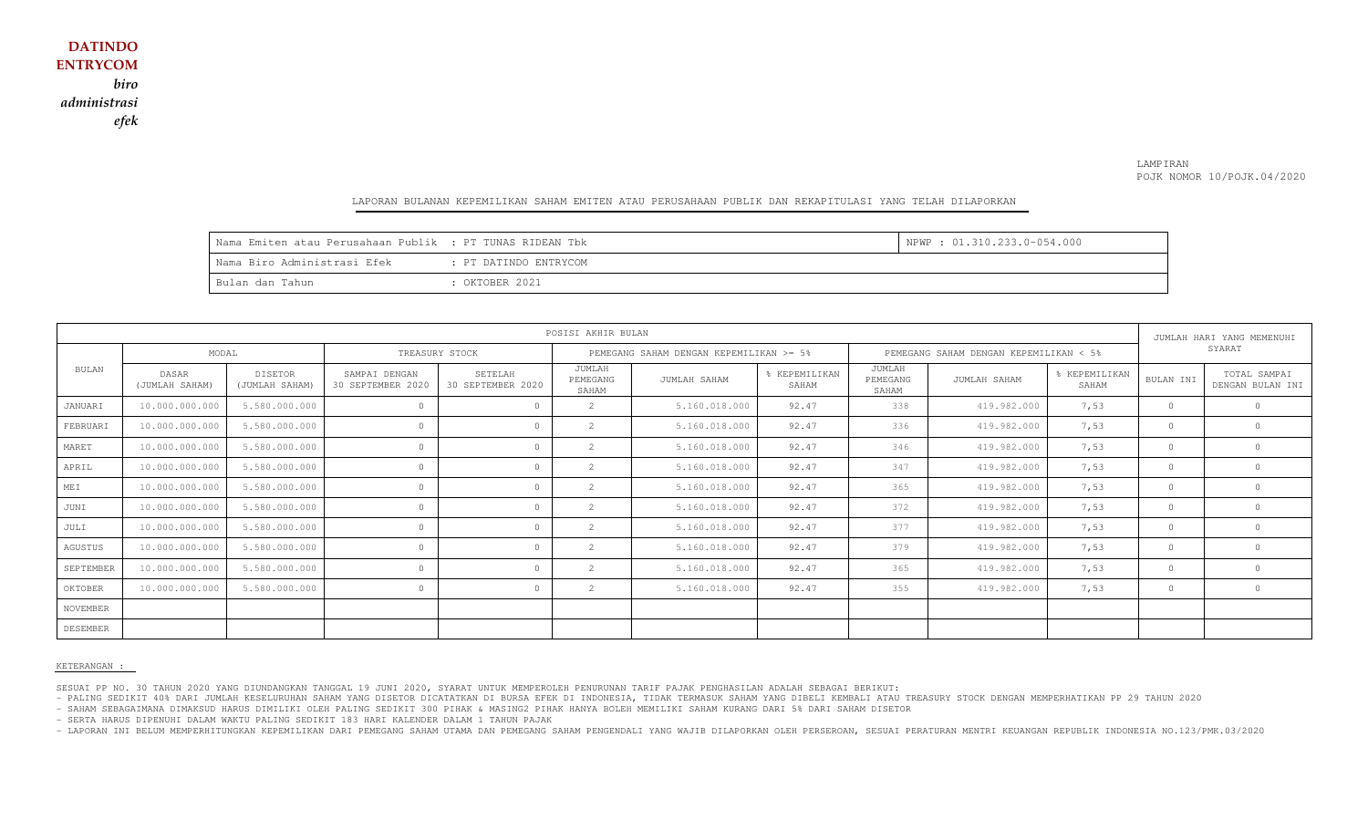**DATINDO**
**ENTRYCOM**
***biro administrasi efek***

LAMPIRAN
POJK NOMOR 10/POJK.04/2020

LAPORAN BULANAN KEPEMILIKAN SAHAM EMITEN ATAU PERUSAHAAN PUBLIK DAN REKAPITULASI YANG TELAH DILAPORKAN

| | |
|---|---|
| Nama Emiten atau Perusahaan Publik : PT TUNAS RIDEAN Tbk | NPWP : 01.310.233.0-054.000 |
| Nama Biro Administrasi Efek : PT DATINDO ENTRYCOM | |
| Bulan dan Tahun : OKTOBER 2021 | |

| BULAN | POSISI AKHIR BULAN | | | | | | | | | | JUMLAH HARI YANG MEMENUHI SYARAT | |
|---|---|---|---|---|---|---|---|---|---|---|---|---|
| | MODAL | | TREASURY STOCK | | PEMEGANG SAHAM DENGAN KEPEMILIKAN >= 5% | | | PEMEGANG SAHAM DENGAN KEPEMILIKAN < 5% | | | | |
| | DASAR (JUMLAH SAHAM) | DISETOR (JUMLAH SAHAM) | SAMPAI DENGAN 30 SEPTEMBER 2020 | SETELAH 30 SEPTEMBER 2020 | JUMLAH PEMEGANG SAHAM | JUMLAH SAHAM | % KEPEMILIKAN SAHAM | JUMLAH PEMEGANG SAHAM | JUMLAH SAHAM | % KEPEMILIKAN SAHAM | BULAN INI | TOTAL SAMPAI DENGAN BULAN INI |
| JANUARI | 10.000.000.000 | 5.580.000.000 | 0 | 0 | 2 | 5.160.018.000 | 92.47 | 338 | 419.982.000 | 7,53 | 0 | 0 |
| FEBRUARI | 10.000.000.000 | 5.580.000.000 | 0 | 0 | 2 | 5.160.018.000 | 92.47 | 336 | 419.982.000 | 7,53 | 0 | 0 |
| MARET | 10.000.000.000 | 5.580.000.000 | 0 | 0 | 2 | 5.160.018.000 | 92.47 | 346 | 419.982.000 | 7,53 | 0 | 0 |
| APRIL | 10.000.000.000 | 5.580.000.000 | 0 | 0 | 2 | 5.160.018.000 | 92.47 | 347 | 419.982.000 | 7,53 | 0 | 0 |
| MEI | 10.000.000.000 | 5.580.000.000 | 0 | 0 | 2 | 5.160.018.000 | 92.47 | 365 | 419.982.000 | 7,53 | 0 | 0 |
| JUNI | 10.000.000.000 | 5.580.000.000 | 0 | 0 | 2 | 5.160.018.000 | 92.47 | 372 | 419.982.000 | 7,53 | 0 | 0 |
| JULI | 10.000.000.000 | 5.580.000.000 | 0 | 0 | 2 | 5.160.018.000 | 92.47 | 377 | 419.982.000 | 7,53 | 0 | 0 |
| AGUSTUS | 10.000.000.000 | 5.580.000.000 | 0 | 0 | 2 | 5.160.018.000 | 92.47 | 379 | 419.982.000 | 7,53 | 0 | 0 |
| SEPTEMBER | 10.000.000.000 | 5.580.000.000 | 0 | 0 | 2 | 5.160.018.000 | 92.47 | 365 | 419.982.000 | 7,53 | 0 | 0 |
| OKTOBER | 10.000.000.000 | 5.580.000.000 | 0 | 0 | 2 | 5.160.018.000 | 92.47 | 355 | 419.982.000 | 7,53 | 0 | 0 |
| NOVEMBER | | | | | | | | | | | | |
| DESEMBER | | | | | | | | | | | | |

KETERANGAN :

SESUAI PP NO. 30 TAHUN 2020 YANG DIUNDANGKAN TANGGAL 19 JUNI 2020, SYARAT UNTUK MEMPEROLEH PENURUNAN TARIF PAJAK PENGHASILAN ADALAH SEBAGAI BERIKUT:
- PALING SEDIKIT 40% DARI JUMLAH KESELURUHAN SAHAM YANG DISETOR DICATATKAN DI BURSA EFEK DI INDONESIA, TIDAK TERMASUK SAHAM YANG DIBELI KEMBALI ATAU TREASURY STOCK DENGAN MEMPERHATIKAN PP 29 TAHUN 2020
- SAHAM SEBAGAIMANA DIMAKSUD HARUS DIMILIKI OLEH PALING SEDIKIT 300 PIHAK & MASING2 PIHAK HANYA BOLEH MEMILIKI SAHAM KURANG DARI 5% DARI SAHAM DISETOR
- SERTA HARUS DIPENUHI DALAM WAKTU PALING SEDIKIT 183 HARI KALENDER DALAM 1 TAHUN PAJAK
- LAPORAN INI BELUM MEMPERHITUNGKAN KEPEMILIKAN DARI PEMEGANG SAHAM UTAMA DAN PEMEGANG SAHAM PENGENDALI YANG WAJIB DILAPORKAN OLEH PERSEROAN, SESUAI PERATURAN MENTRI KEUANGAN REPUBLIK INDONESIA NO.123/PMK.03/2020